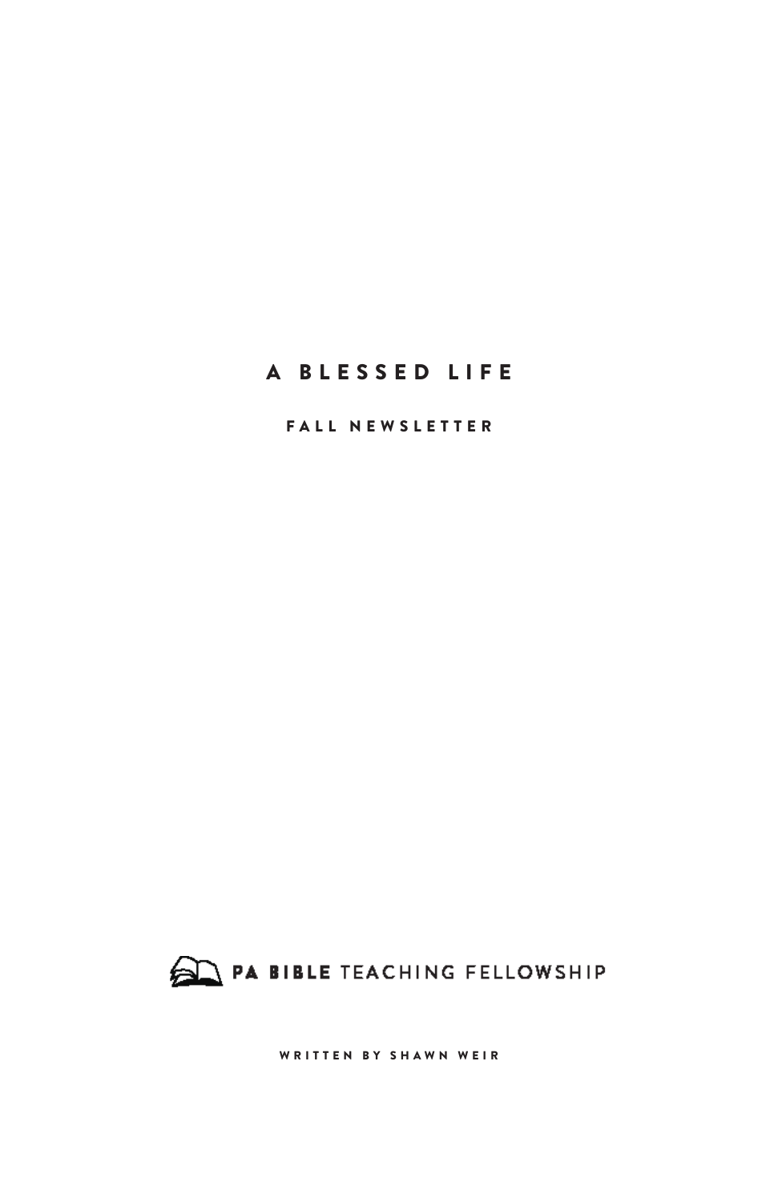# A BLESSED LIFE

## FALL NEWSLETTER

PA BIBLE TEACHING FELLOWSHIP

WRITTEN BY SHAWN WEIR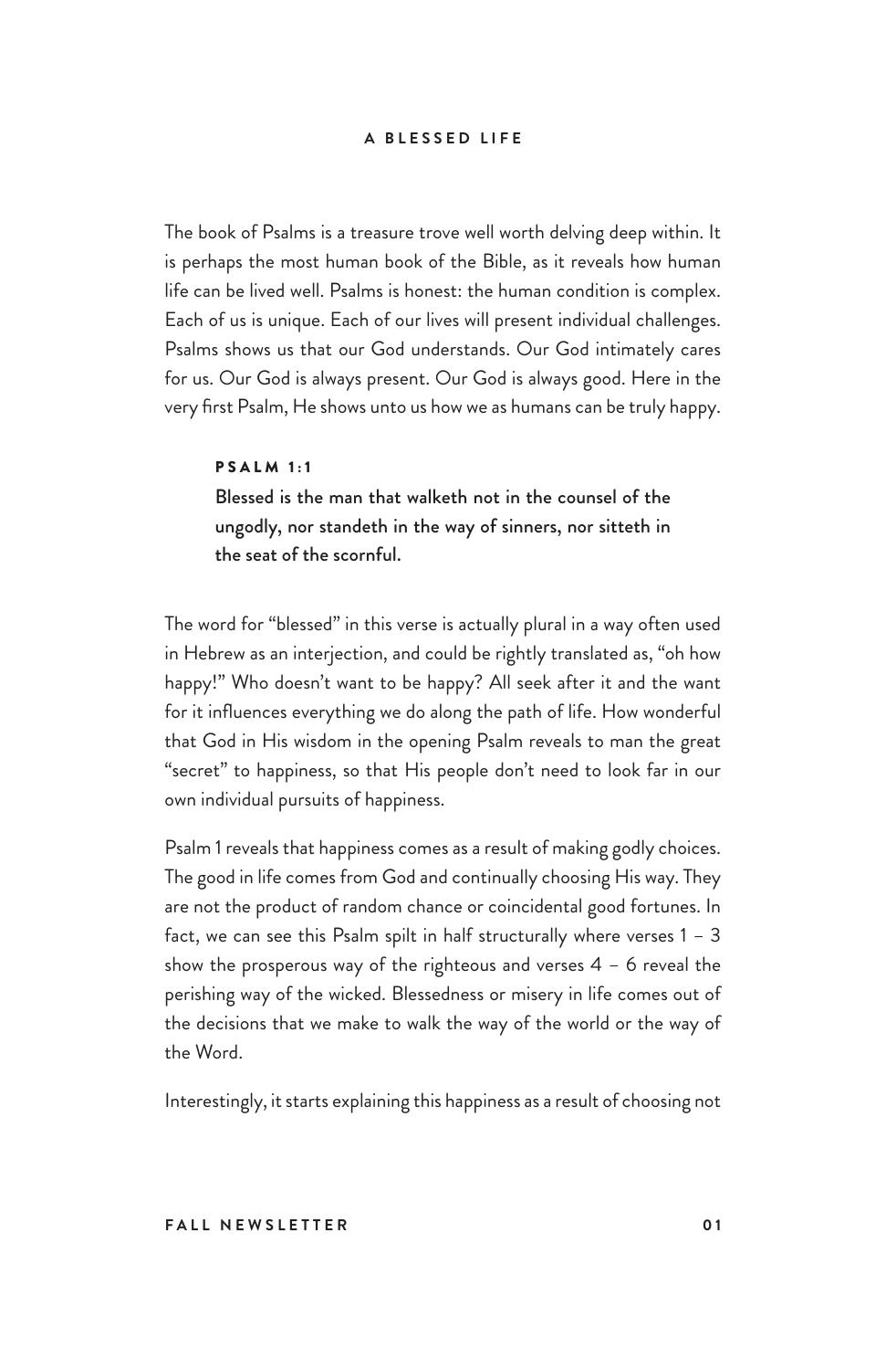# A BLESSED LIFE

The book of Psalms is a treasure trove well worth delving deep within. It is perhaps the most human book of the Bible, as it reveals how human life can be lived well. Psalms is honest: the human condition is complex. Each of us is unique. Each of our lives will present individual challenges. Psalms shows us that our God understands. Our God intimately cares for us. Our God is always present. Our God is always good. Here in the very first Psalm, He shows unto us how we as humans can be truly happy.

> **PSALM 1:1**
>
> **Blessed is the man that walketh not in the counsel of the ungodly, nor standeth in the way of sinners, nor sitteth in the seat of the scornful.**

The word for "blessed" in this verse is actually plural in a way often used in Hebrew as an interjection, and could be rightly translated as, "oh how happy!" Who doesn't want to be happy? All seek after it and the want for it influences everything we do along the path of life. How wonderful that God in His wisdom in the opening Psalm reveals to man the great "secret" to happiness, so that His people don't need to look far in our own individual pursuits of happiness.

Psalm 1 reveals that happiness comes as a result of making godly choices. The good in life comes from God and continually choosing His way. They are not the product of random chance or coincidental good fortunes. In fact, we can see this Psalm spilt in half structurally where verses 1 – 3 show the prosperous way of the righteous and verses 4 – 6 reveal the perishing way of the wicked. Blessedness or misery in life comes out of the decisions that we make to walk the way of the world or the way of the Word.

Interestingly, it starts explaining this happiness as a result of choosing not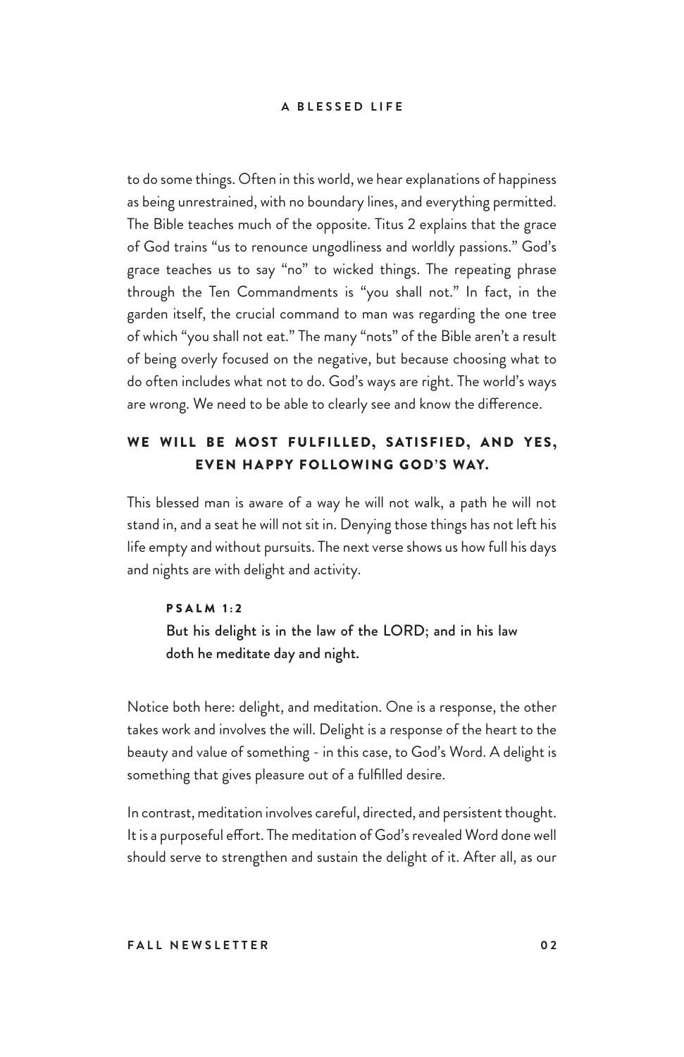to do some things. Often in this world, we hear explanations of happiness as being unrestrained, with no boundary lines, and everything permitted. The Bible teaches much of the opposite. Titus 2 explains that the grace of God trains "us to renounce ungodliness and worldly passions." God's grace teaches us to say "no" to wicked things. The repeating phrase through the Ten Commandments is "you shall not." In fact, in the garden itself, the crucial command to man was regarding the one tree of which "you shall not eat." The many "nots" of the Bible aren't a result of being overly focused on the negative, but because choosing what to do often includes what not to do. God's ways are right. The world's ways are wrong. We need to be able to clearly see and know the difference.

### WE WILL BE MOST FULFILLED, SATISFIED, AND YES, EVEN HAPPY FOLLOWING GOD'S WAY.

This blessed man is aware of a way he will not walk, a path he will not stand in, and a seat he will not sit in. Denying those things has not left his life empty and without pursuits. The next verse shows us how full his days and nights are with delight and activity.

> **PSALM 1:2**
> But his delight is in the law of the LORD; and in his law doth he meditate day and night.

Notice both here: delight, and meditation. One is a response, the other takes work and involves the will. Delight is a response of the heart to the beauty and value of something - in this case, to God's Word. A delight is something that gives pleasure out of a fulfilled desire.

In contrast, meditation involves careful, directed, and persistent thought. It is a purposeful effort. The meditation of God's revealed Word done well should serve to strengthen and sustain the delight of it. After all, as our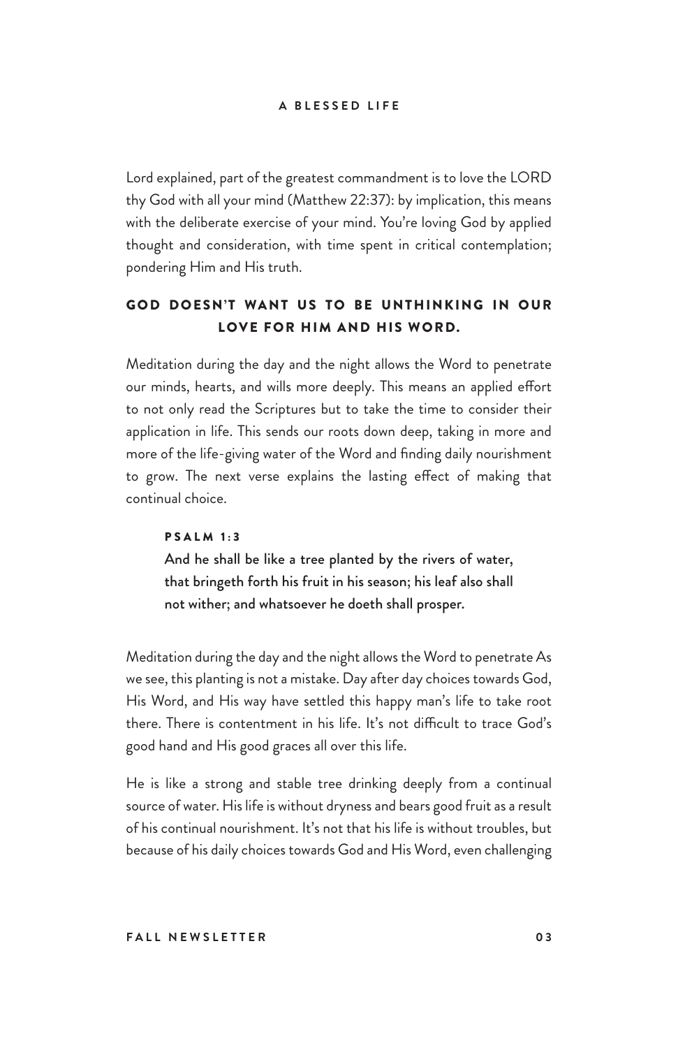Lord explained, part of the greatest commandment is to love the LORD thy God with all your mind (Matthew 22:37): by implication, this means with the deliberate exercise of your mind. You're loving God by applied thought and consideration, with time spent in critical contemplation; pondering Him and His truth.

**GOD DOESN'T WANT US TO BE UNTHINKING IN OUR LOVE FOR HIM AND HIS WORD.**

Meditation during the day and the night allows the Word to penetrate our minds, hearts, and wills more deeply. This means an applied effort to not only read the Scriptures but to take the time to consider their application in life. This sends our roots down deep, taking in more and more of the life-giving water of the Word and finding daily nourishment to grow. The next verse explains the lasting effect of making that continual choice.

> **PSALM 1:3**
> And he shall be like a tree planted by the rivers of water, that bringeth forth his fruit in his season; his leaf also shall not wither; and whatsoever he doeth shall prosper.

Meditation during the day and the night allows the Word to penetrate As we see, this planting is not a mistake. Day after day choices towards God, His Word, and His way have settled this happy man's life to take root there. There is contentment in his life. It's not difficult to trace God's good hand and His good graces all over this life.

He is like a strong and stable tree drinking deeply from a continual source of water. His life is without dryness and bears good fruit as a result of his continual nourishment. It's not that his life is without troubles, but because of his daily choices towards God and His Word, even challenging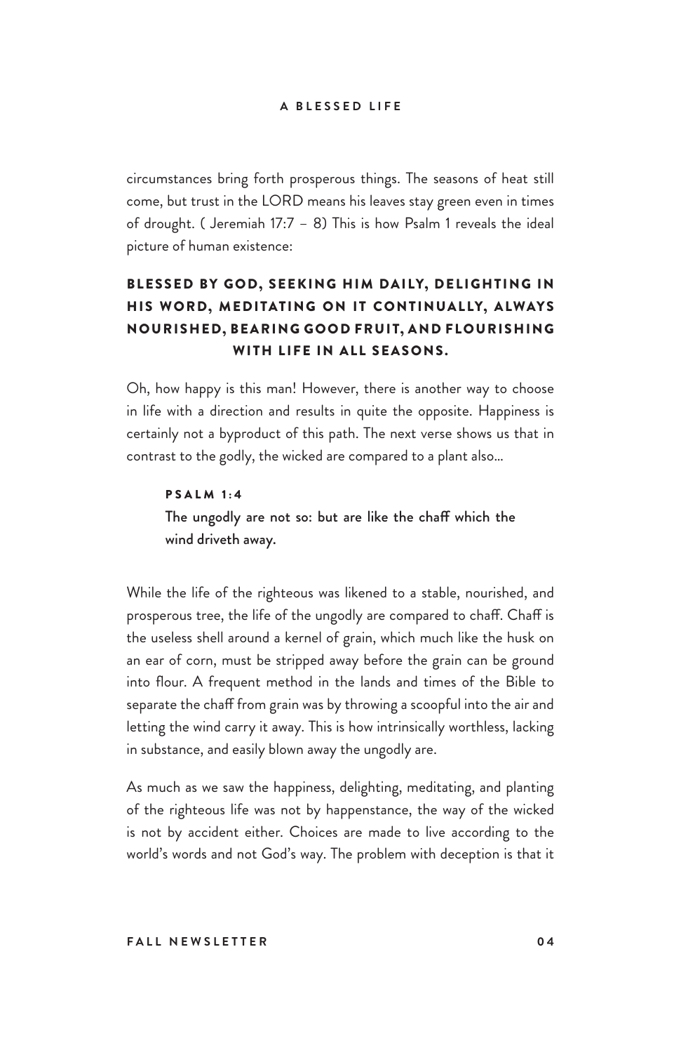circumstances bring forth prosperous things. The seasons of heat still come, but trust in the LORD means his leaves stay green even in times of drought. ( Jeremiah 17:7 – 8) This is how Psalm 1 reveals the ideal picture of human existence:

**BLESSED BY GOD, SEEKING HIM DAILY, DELIGHTING IN HIS WORD, MEDITATING ON IT CONTINUALLY, ALWAYS NOURISHED, BEARING GOOD FRUIT, AND FLOURISHING WITH LIFE IN ALL SEASONS.**

Oh, how happy is this man! However, there is another way to choose in life with a direction and results in quite the opposite. Happiness is certainly not a byproduct of this path. The next verse shows us that in contrast to the godly, the wicked are compared to a plant also...

> **PSALM 1:4**
> The ungodly are not so: but are like the chaff which the wind driveth away.

While the life of the righteous was likened to a stable, nourished, and prosperous tree, the life of the ungodly are compared to chaff. Chaff is the useless shell around a kernel of grain, which much like the husk on an ear of corn, must be stripped away before the grain can be ground into flour. A frequent method in the lands and times of the Bible to separate the chaff from grain was by throwing a scoopful into the air and letting the wind carry it away. This is how intrinsically worthless, lacking in substance, and easily blown away the ungodly are.

As much as we saw the happiness, delighting, meditating, and planting of the righteous life was not by happenstance, the way of the wicked is not by accident either. Choices are made to live according to the world's words and not God's way. The problem with deception is that it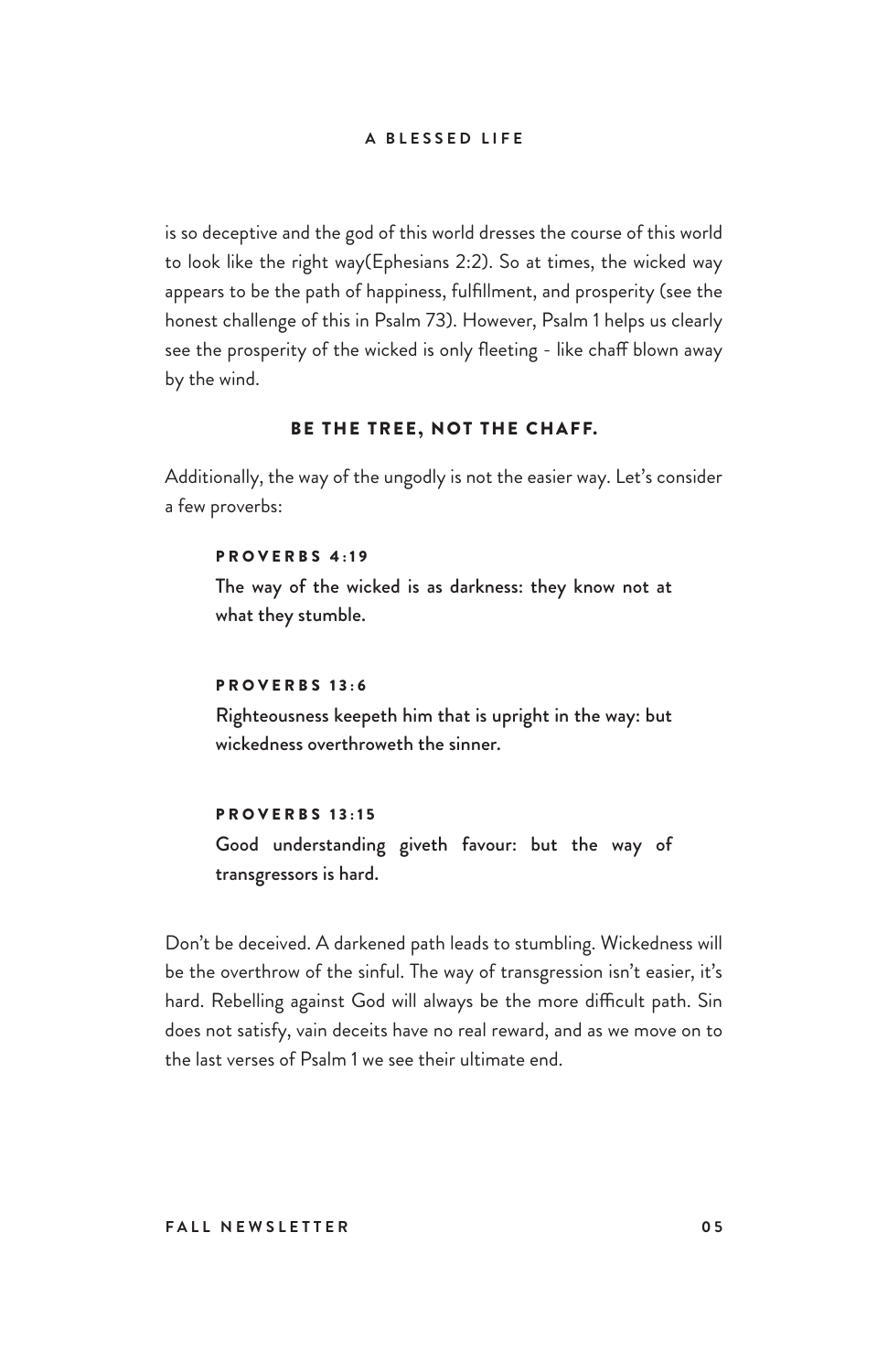is so deceptive and the god of this world dresses the course of this world to look like the right way(Ephesians 2:2). So at times, the wicked way appears to be the path of happiness, fulfillment, and prosperity (see the honest challenge of this in Psalm 73). However, Psalm 1 helps us clearly see the prosperity of the wicked is only fleeting - like chaff blown away by the wind.

### BE THE TREE, NOT THE CHAFF.

Additionally, the way of the ungodly is not the easier way. Let's consider a few proverbs:

> **PROVERBS 4:19**
>
> The way of the wicked is as darkness: they know not at what they stumble.

> **PROVERBS 13:6**
>
> Righteousness keepeth him that is upright in the way: but wickedness overthroweth the sinner.

> **PROVERBS 13:15**
>
> Good understanding giveth favour: but the way of transgressors is hard.

Don't be deceived. A darkened path leads to stumbling. Wickedness will be the overthrow of the sinful. The way of transgression isn't easier, it's hard. Rebelling against God will always be the more difficult path. Sin does not satisfy, vain deceits have no real reward, and as we move on to the last verses of Psalm 1 we see their ultimate end.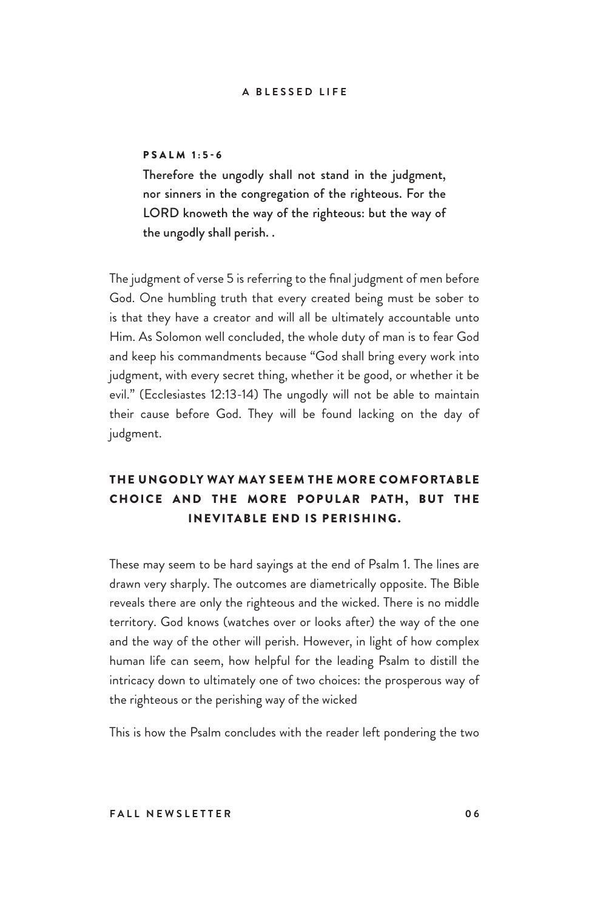**PSALM 1:5-6**

**Therefore the ungodly shall not stand in the judgment, nor sinners in the congregation of the righteous. For the LORD knoweth the way of the righteous: but the way of the ungodly shall perish. .**

The judgment of verse 5 is referring to the final judgment of men before God. One humbling truth that every created being must be sober to is that they have a creator and will all be ultimately accountable unto Him. As Solomon well concluded, the whole duty of man is to fear God and keep his commandments because "God shall bring every work into judgment, with every secret thing, whether it be good, or whether it be evil." (Ecclesiastes 12:13-14) The ungodly will not be able to maintain their cause before God. They will be found lacking on the day of judgment.

**THE UNGODLY WAY MAY SEEM THE MORE COMFORTABLE CHOICE AND THE MORE POPULAR PATH, BUT THE INEVITABLE END IS PERISHING.**

These may seem to be hard sayings at the end of Psalm 1. The lines are drawn very sharply. The outcomes are diametrically opposite. The Bible reveals there are only the righteous and the wicked. There is no middle territory. God knows (watches over or looks after) the way of the one and the way of the other will perish. However, in light of how complex human life can seem, how helpful for the leading Psalm to distill the intricacy down to ultimately one of two choices: the prosperous way of the righteous or the perishing way of the wicked

This is how the Psalm concludes with the reader left pondering the two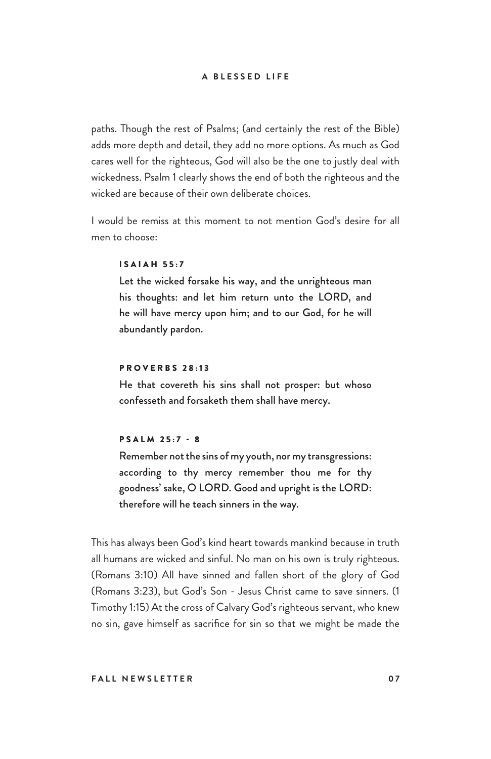paths. Though the rest of Psalms; (and certainly the rest of the Bible) adds more depth and detail, they add no more options. As much as God cares well for the righteous, God will also be the one to justly deal with wickedness. Psalm 1 clearly shows the end of both the righteous and the wicked are because of their own deliberate choices.

I would be remiss at this moment to not mention God's desire for all men to choose:

> **ISAIAH 55:7**
>
> **Let the wicked forsake his way, and the unrighteous man his thoughts: and let him return unto the LORD, and he will have mercy upon him; and to our God, for he will abundantly pardon.**

> **PROVERBS 28:13**
>
> **He that covereth his sins shall not prosper: but whoso confesseth and forsaketh them shall have mercy.**

> **PSALM 25:7 - 8**
>
> **Remember not the sins of my youth, nor my transgressions: according to thy mercy remember thou me for thy goodness' sake, O LORD. Good and upright is the LORD: therefore will he teach sinners in the way.**

This has always been God's kind heart towards mankind because in truth all humans are wicked and sinful. No man on his own is truly righteous. (Romans 3:10) All have sinned and fallen short of the glory of God (Romans 3:23), but God's Son - Jesus Christ came to save sinners. (1 Timothy 1:15) At the cross of Calvary God's righteous servant, who knew no sin, gave himself as sacrifice for sin so that we might be made the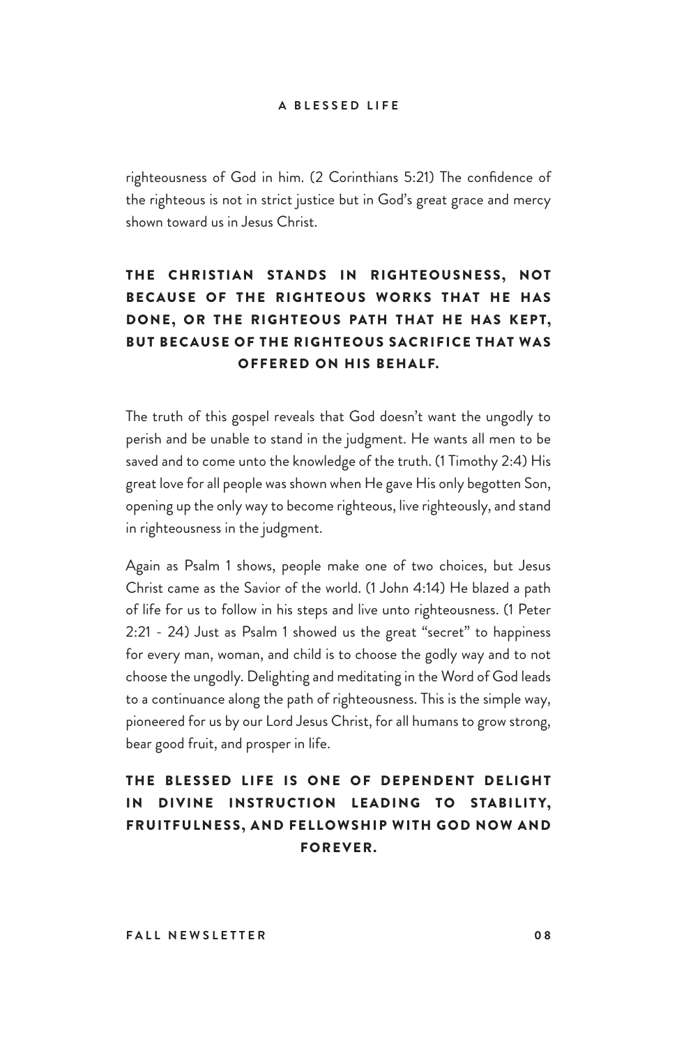righteousness of God in him. (2 Corinthians 5:21) The confidence of the righteous is not in strict justice but in God's great grace and mercy shown toward us in Jesus Christ.

**THE CHRISTIAN STANDS IN RIGHTEOUSNESS, NOT BECAUSE OF THE RIGHTEOUS WORKS THAT HE HAS DONE, OR THE RIGHTEOUS PATH THAT HE HAS KEPT, BUT BECAUSE OF THE RIGHTEOUS SACRIFICE THAT WAS OFFERED ON HIS BEHALF.**

The truth of this gospel reveals that God doesn't want the ungodly to perish and be unable to stand in the judgment. He wants all men to be saved and to come unto the knowledge of the truth. (1 Timothy 2:4) His great love for all people was shown when He gave His only begotten Son, opening up the only way to become righteous, live righteously, and stand in righteousness in the judgment.

Again as Psalm 1 shows, people make one of two choices, but Jesus Christ came as the Savior of the world. (1 John 4:14) He blazed a path of life for us to follow in his steps and live unto righteousness. (1 Peter 2:21 - 24) Just as Psalm 1 showed us the great "secret" to happiness for every man, woman, and child is to choose the godly way and to not choose the ungodly. Delighting and meditating in the Word of God leads to a continuance along the path of righteousness. This is the simple way, pioneered for us by our Lord Jesus Christ, for all humans to grow strong, bear good fruit, and prosper in life.

**THE BLESSED LIFE IS ONE OF DEPENDENT DELIGHT IN DIVINE INSTRUCTION LEADING TO STABILITY, FRUITFULNESS, AND FELLOWSHIP WITH GOD NOW AND FOREVER.**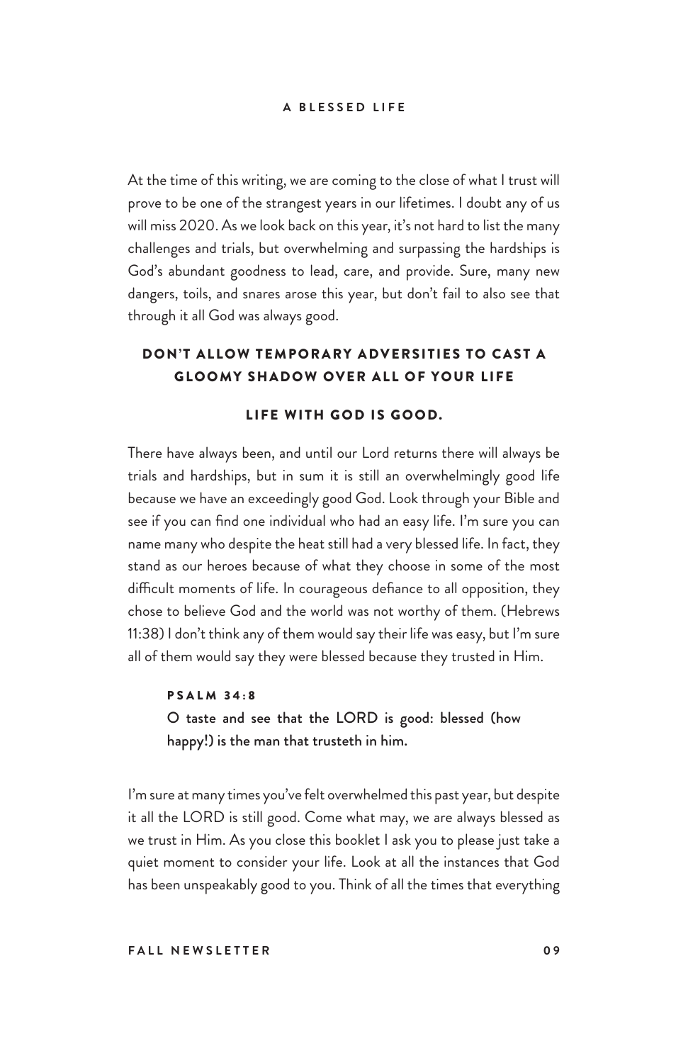At the time of this writing, we are coming to the close of what I trust will prove to be one of the strangest years in our lifetimes. I doubt any of us will miss 2020. As we look back on this year, it's not hard to list the many challenges and trials, but overwhelming and surpassing the hardships is God's abundant goodness to lead, care, and provide. Sure, many new dangers, toils, and snares arose this year, but don't fail to also see that through it all God was always good.

## DON'T ALLOW TEMPORARY ADVERSITIES TO CAST A GLOOMY SHADOW OVER ALL OF YOUR LIFE

## LIFE WITH GOD IS GOOD.

There have always been, and until our Lord returns there will always be trials and hardships, but in sum it is still an overwhelmingly good life because we have an exceedingly good God. Look through your Bible and see if you can find one individual who had an easy life. I'm sure you can name many who despite the heat still had a very blessed life. In fact, they stand as our heroes because of what they choose in some of the most difficult moments of life. In courageous defiance to all opposition, they chose to believe God and the world was not worthy of them. (Hebrews 11:38) I don't think any of them would say their life was easy, but I'm sure all of them would say they were blessed because they trusted in Him.

> **PSALM 34:8**
>
> **O taste and see that the LORD is good: blessed (how happy!) is the man that trusteth in him.**

I'm sure at many times you've felt overwhelmed this past year, but despite it all the LORD is still good. Come what may, we are always blessed as we trust in Him. As you close this booklet I ask you to please just take a quiet moment to consider your life. Look at all the instances that God has been unspeakably good to you. Think of all the times that everything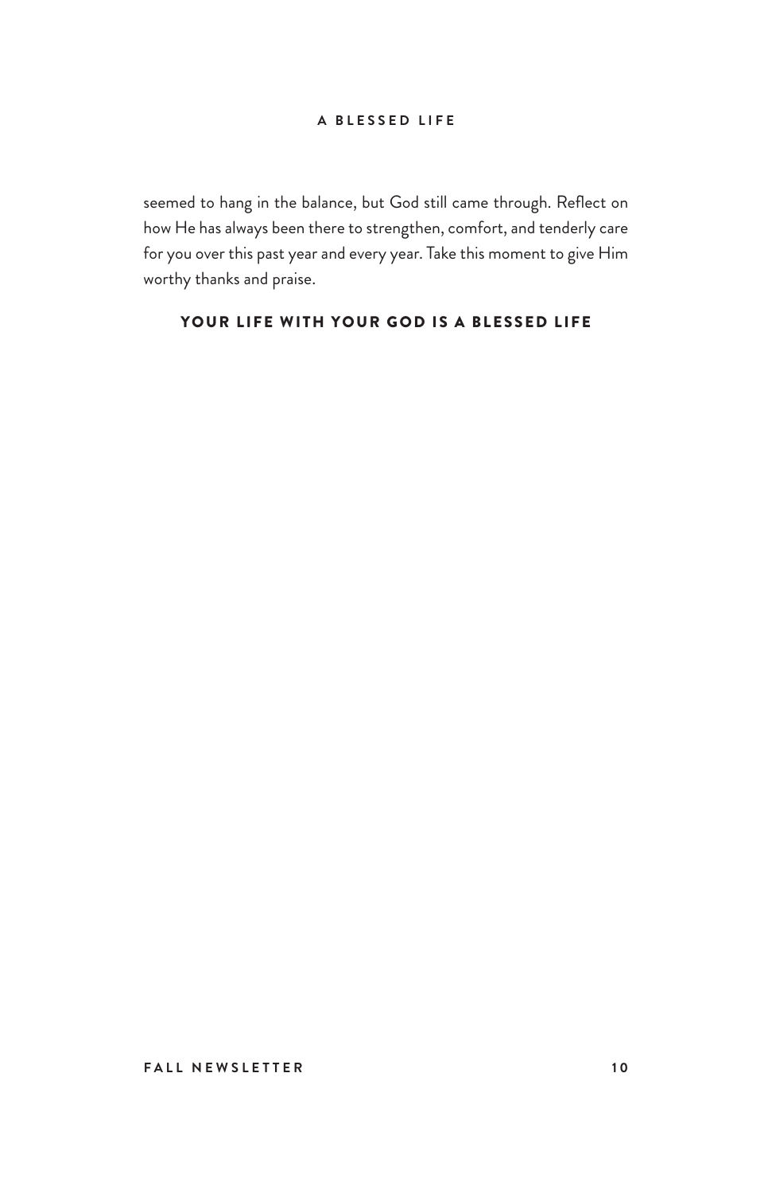seemed to hang in the balance, but God still came through. Reflect on how He has always been there to strengthen, comfort, and tenderly care for you over this past year and every year. Take this moment to give Him worthy thanks and praise.

**YOUR LIFE WITH YOUR GOD IS A BLESSED LIFE**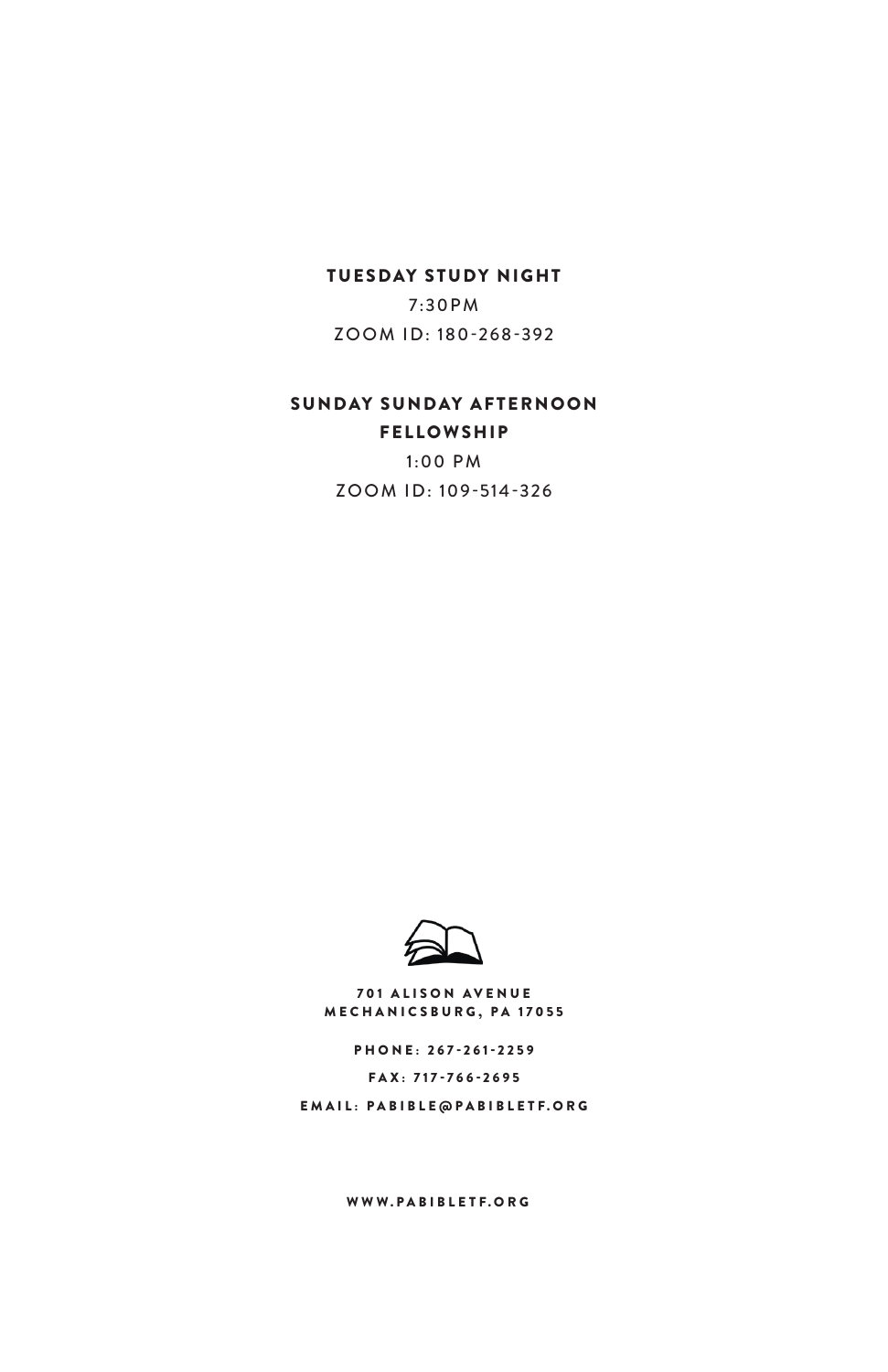**TUESDAY STUDY NIGHT**

7:30PM

ZOOM ID: 180-268-392

**SUNDAY SUNDAY AFTERNOON FELLOWSHIP**

1:00 PM

ZOOM ID: 109-514-326

**701 ALISON AVENUE**
**MECHANICSBURG, PA 17055**

**PHONE: 267-261-2259**

**FAX: 717-766-2695**

**EMAIL: PABIBLE@PABIBLETF.ORG**

**WWW.PABIBLETF.ORG**